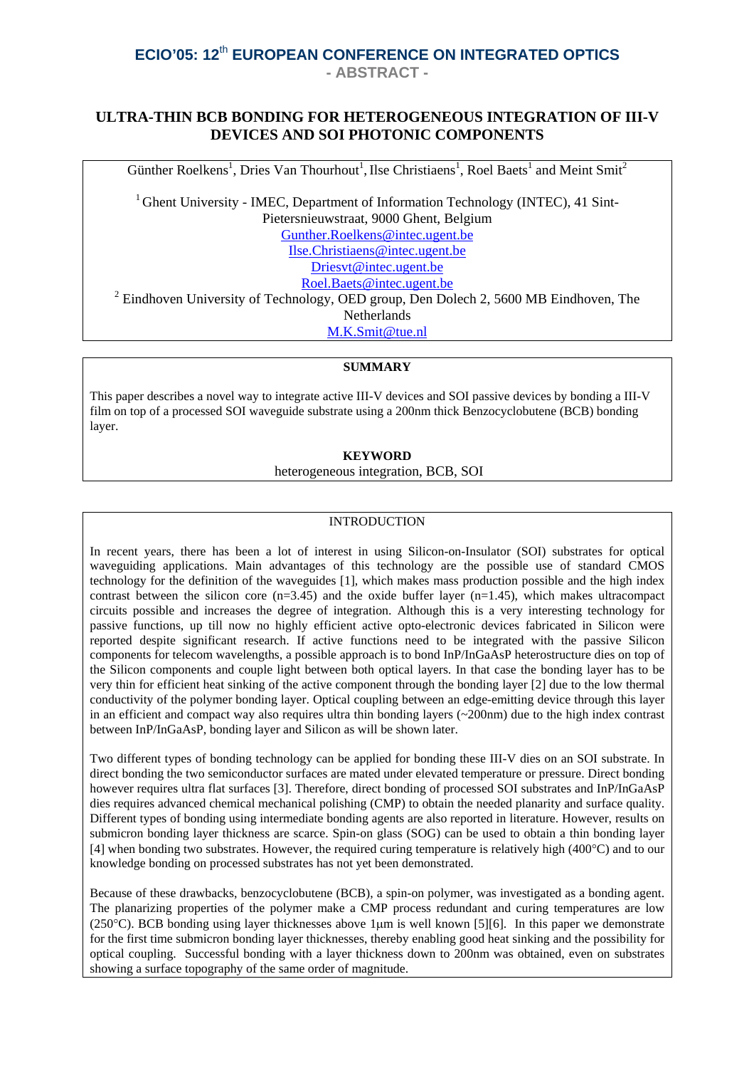# ECIO'05: 12th EUROPEAN CONFERENCE ON INTEGRATED OPTICS

**- ABSTRACT -**

## ULTRA-THIN BCB BONDING FOR HETEROGENEOUS INTEGRATION OF III-V DEVICES AND SOI PHOTONIC COMPONENTS

Günther Roelkens[1], Dries Van Thourhout[1], Ilse Christiaens[1], Roel Baets[1] and Meint Smit[2]

[1] Ghent University - IMEC, Department of Information Technology (INTEC), 41 Sint-Pietersnieuwstraat, 9000 Ghent, Belgium
Gunther.Roelkens@intec.ugent.be
Ilse.Christiaens@intec.ugent.be
Driesvt@intec.ugent.be
Roel.Baets@intec.ugent.be

[2] Eindhoven University of Technology, OED group, Den Dolech 2, 5600 MB Eindhoven, The Netherlands
M.K.Smit@tue.nl

**SUMMARY**

This paper describes a novel way to integrate active III-V devices and SOI passive devices by bonding a III-V film on top of a processed SOI waveguide substrate using a 200nm thick Benzocyclobutene (BCB) bonding layer.

**KEYWORD**

heterogeneous integration, BCB, SOI

### INTRODUCTION

In recent years, there has been a lot of interest in using Silicon-on-Insulator (SOI) substrates for optical waveguiding applications. Main advantages of this technology are the possible use of standard CMOS technology for the definition of the waveguides [1], which makes mass production possible and the high index contrast between the silicon core (n=3.45) and the oxide buffer layer (n=1.45), which makes ultracompact circuits possible and increases the degree of integration. Although this is a very interesting technology for passive functions, up till now no highly efficient active opto-electronic devices fabricated in Silicon were reported despite significant research. If active functions need to be integrated with the passive Silicon components for telecom wavelengths, a possible approach is to bond InP/InGaAsP heterostructure dies on top of the Silicon components and couple light between both optical layers. In that case the bonding layer has to be very thin for efficient heat sinking of the active component through the bonding layer [2] due to the low thermal conductivity of the polymer bonding layer. Optical coupling between an edge-emitting device through this layer in an efficient and compact way also requires ultra thin bonding layers (~200nm) due to the high index contrast between InP/InGaAsP, bonding layer and Silicon as will be shown later.

Two different types of bonding technology can be applied for bonding these III-V dies on an SOI substrate. In direct bonding the two semiconductor surfaces are mated under elevated temperature or pressure. Direct bonding however requires ultra flat surfaces [3]. Therefore, direct bonding of processed SOI substrates and InP/InGaAsP dies requires advanced chemical mechanical polishing (CMP) to obtain the needed planarity and surface quality. Different types of bonding using intermediate bonding agents are also reported in literature. However, results on submicron bonding layer thickness are scarce. Spin-on glass (SOG) can be used to obtain a thin bonding layer [4] when bonding two substrates. However, the required curing temperature is relatively high (400°C) and to our knowledge bonding on processed substrates has not yet been demonstrated.

Because of these drawbacks, benzocyclobutene (BCB), a spin-on polymer, was investigated as a bonding agent. The planarizing properties of the polymer make a CMP process redundant and curing temperatures are low (250°C). BCB bonding using layer thicknesses above 1µm is well known [5][6]. In this paper we demonstrate for the first time submicron bonding layer thicknesses, thereby enabling good heat sinking and the possibility for optical coupling. Successful bonding with a layer thickness down to 200nm was obtained, even on substrates showing a surface topography of the same order of magnitude.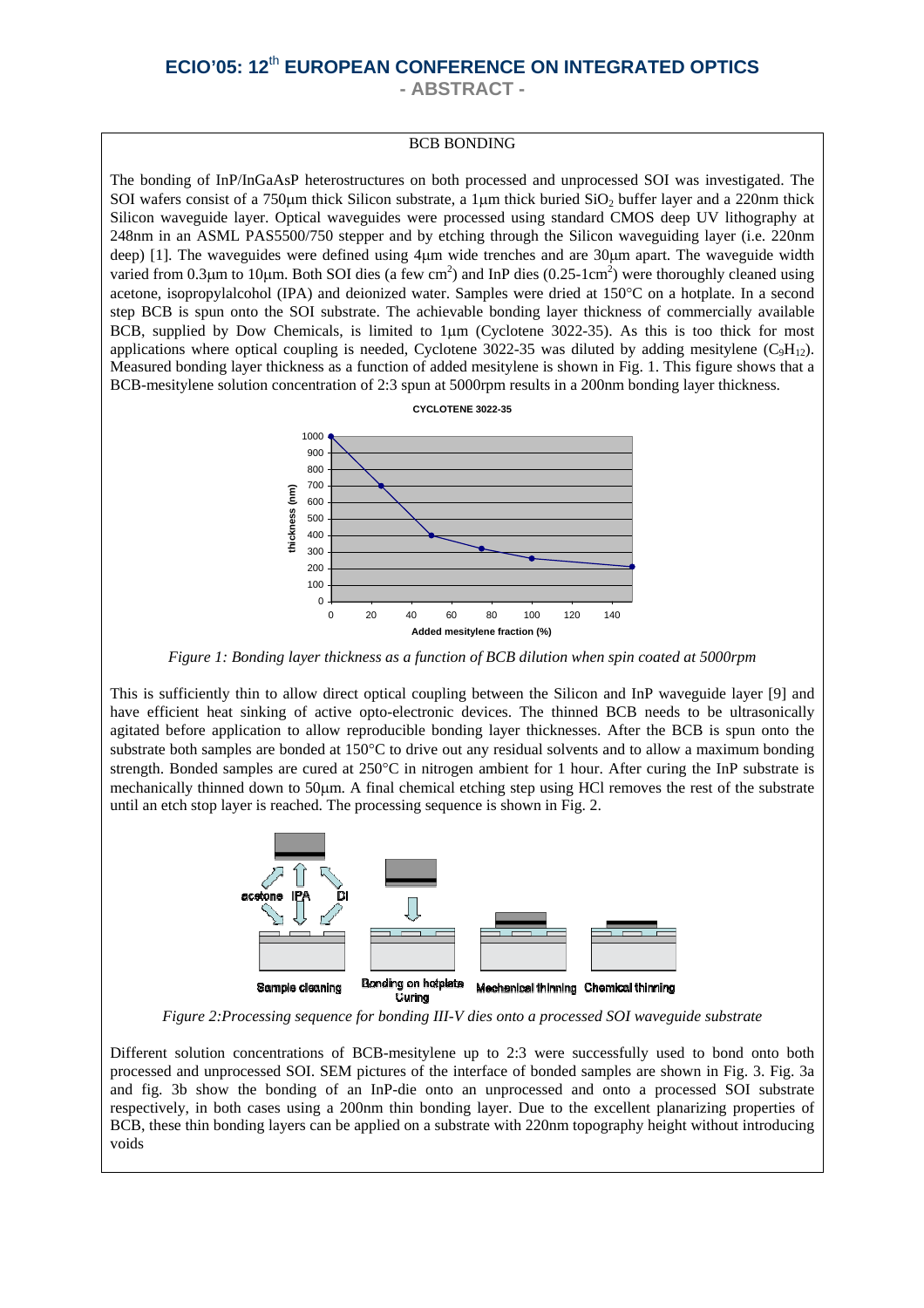BCB BONDING

The bonding of InP/InGaAsP heterostructures on both processed and unprocessed SOI was investigated. The SOI wafers consist of a 750μm thick Silicon substrate, a 1μm thick buried $SiO_2$ buffer layer and a 220nm thick Silicon waveguide layer. Optical waveguides were processed using standard CMOS deep UV lithography at 248nm in an ASML PAS5500/750 stepper and by etching through the Silicon waveguiding layer (i.e. 220nm deep) [1]. The waveguides were defined using 4μm wide trenches and are 30μm apart. The waveguide width varied from 0.3μm to 10μm. Both SOI dies (a few $cm^2$) and InP dies (0.25-1$cm^2$) were thoroughly cleaned using acetone, isopropylalcohol (IPA) and deionized water. Samples were dried at 150°C on a hotplate. In a second step BCB is spun onto the SOI substrate. The achievable bonding layer thickness of commercially available BCB, supplied by Dow Chemicals, is limited to 1μm (Cyclotene 3022-35). As this is too thick for most applications where optical coupling is needed, Cyclotene 3022-35 was diluted by adding mesitylene ($C_9H_{12}$). Measured bonding layer thickness as a function of added mesitylene is shown in Fig. 1. This figure shows that a BCB-mesitylene solution concentration of 2:3 spun at 5000rpm results in a 200nm bonding layer thickness.

*Figure 1: Bonding layer thickness as a function of BCB dilution when spin coated at 5000rpm*

This is sufficiently thin to allow direct optical coupling between the Silicon and InP waveguide layer [9] and have efficient heat sinking of active opto-electronic devices. The thinned BCB needs to be ultrasonically agitated before application to allow reproducible bonding layer thicknesses. After the BCB is spun onto the substrate both samples are bonded at 150°C to drive out any residual solvents and to allow a maximum bonding strength. Bonded samples are cured at 250°C in nitrogen ambient for 1 hour. After curing the InP substrate is mechanically thinned down to 50μm. A final chemical etching step using HCl removes the rest of the substrate until an etch stop layer is reached. The processing sequence is shown in Fig. 2.

*Figure 2:Processing sequence for bonding III-V dies onto a processed SOI waveguide substrate*

Different solution concentrations of BCB-mesitylene up to 2:3 were successfully used to bond onto both processed and unprocessed SOI. SEM pictures of the interface of bonded samples are shown in Fig. 3. Fig. 3a and fig. 3b show the bonding of an InP-die onto an unprocessed and onto a processed SOI substrate respectively, in both cases using a 200nm thin bonding layer. Due to the excellent planarizing properties of BCB, these thin bonding layers can be applied on a substrate with 220nm topography height without introducing voids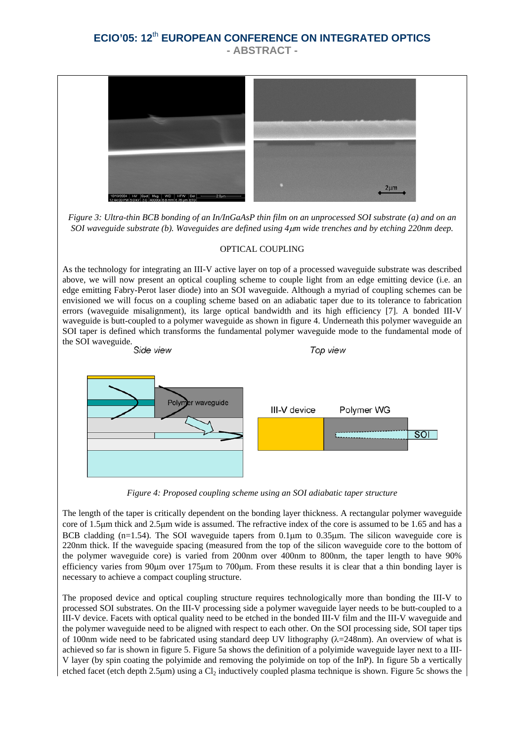*Figure 3: Ultra-thin BCB bonding of an In/InGaAsP thin film on an unprocessed SOI substrate (a) and on an SOI waveguide substrate (b). Waveguides are defined using 4μm wide trenches and by etching 220nm deep.*

## OPTICAL COUPLING

As the technology for integrating an III-V active layer on top of a processed waveguide substrate was described above, we will now present an optical coupling scheme to couple light from an edge emitting device (i.e. an edge emitting Fabry-Perot laser diode) into an SOI waveguide. Although a myriad of coupling schemes can be envisioned we will focus on a coupling scheme based on an adiabatic taper due to its tolerance to fabrication errors (waveguide misalignment), its large optical bandwidth and its high efficiency [7]. A bonded III-V waveguide is butt-coupled to a polymer waveguide as shown in figure 4. Underneath this polymer waveguide an SOI taper is defined which transforms the fundamental polymer waveguide mode to the fundamental mode of the SOI waveguide.

*Figure 4: Proposed coupling scheme using an SOI adiabatic taper structure*

The length of the taper is critically dependent on the bonding layer thickness. A rectangular polymer waveguide core of 1.5μm thick and 2.5μm wide is assumed. The refractive index of the core is assumed to be 1.65 and has a BCB cladding (n=1.54). The SOI waveguide tapers from 0.1μm to 0.35μm. The silicon waveguide core is 220nm thick. If the waveguide spacing (measured from the top of the silicon waveguide core to the bottom of the polymer waveguide core) is varied from 200nm over 400nm to 800nm, the taper length to have 90% efficiency varies from 90μm over 175μm to 700μm. From these results it is clear that a thin bonding layer is necessary to achieve a compact coupling structure.

The proposed device and optical coupling structure requires technologically more than bonding the III-V to processed SOI substrates. On the III-V processing side a polymer waveguide layer needs to be butt-coupled to a III-V device. Facets with optical quality need to be etched in the bonded III-V film and the III-V waveguide and the polymer waveguide need to be aligned with respect to each other. On the SOI processing side, SOI taper tips of 100nm wide need to be fabricated using standard deep UV lithography (λ=248nm). An overview of what is achieved so far is shown in figure 5. Figure 5a shows the definition of a polyimide waveguide layer next to a III-V layer (by spin coating the polyimide and removing the polyimide on top of the InP). In figure 5b a vertically etched facet (etch depth 2.5μm) using a $Cl_2$ inductively coupled plasma technique is shown. Figure 5c shows the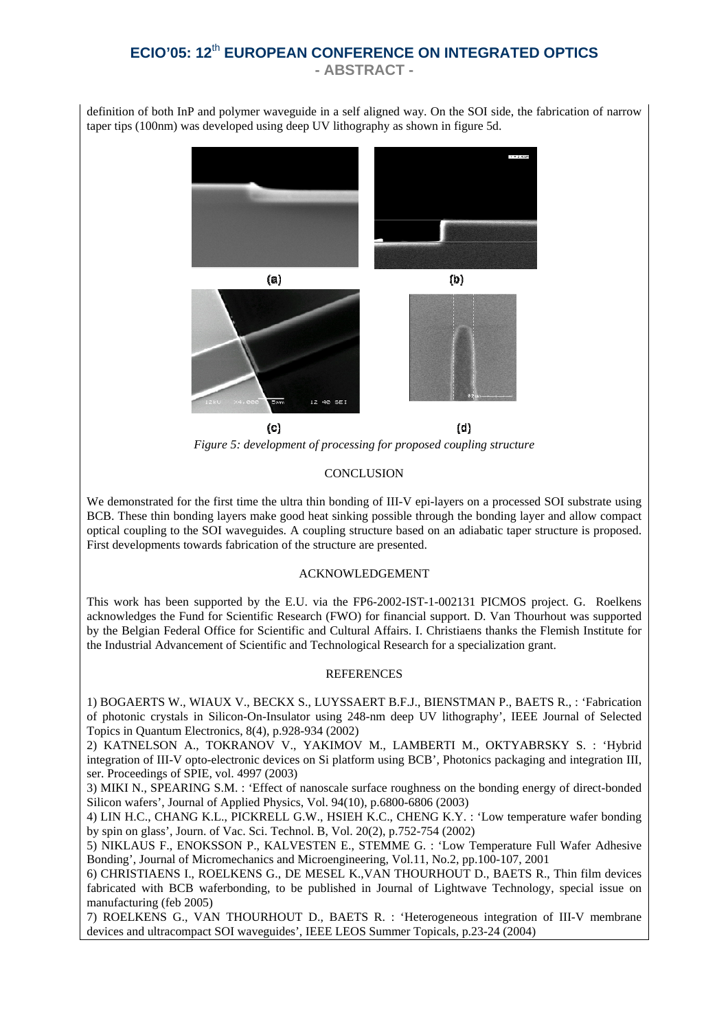definition of both InP and polymer waveguide in a self aligned way. On the SOI side, the fabrication of narrow taper tips (100nm) was developed using deep UV lithography as shown in figure 5d.

(a) (b)

(c) (d)

*Figure 5: development of processing for proposed coupling structure*

## CONCLUSION

We demonstrated for the first time the ultra thin bonding of III-V epi-layers on a processed SOI substrate using BCB. These thin bonding layers make good heat sinking possible through the bonding layer and allow compact optical coupling to the SOI waveguides. A coupling structure based on an adiabatic taper structure is proposed. First developments towards fabrication of the structure are presented.

## ACKNOWLEDGEMENT

This work has been supported by the E.U. via the FP6-2002-IST-1-002131 PICMOS project. G. Roelkens acknowledges the Fund for Scientific Research (FWO) for financial support. D. Van Thourhout was supported by the Belgian Federal Office for Scientific and Cultural Affairs. I. Christiaens thanks the Flemish Institute for the Industrial Advancement of Scientific and Technological Research for a specialization grant.

## REFERENCES

1) BOGAERTS W., WIAUX V., BECKX S., LUYSSAERT B.F.J., BIENSTMAN P., BAETS R., : 'Fabrication of photonic crystals in Silicon-On-Insulator using 248-nm deep UV lithography', IEEE Journal of Selected Topics in Quantum Electronics, 8(4), p.928-934 (2002)

2) KATNELSON A., TOKRANOV V., YAKIMOV M., LAMBERTI M., OKTYABRSKY S. : 'Hybrid integration of III-V opto-electronic devices on Si platform using BCB', Photonics packaging and integration III, ser. Proceedings of SPIE, vol. 4997 (2003)

3) MIKI N., SPEARING S.M. : 'Effect of nanoscale surface roughness on the bonding energy of direct-bonded Silicon wafers', Journal of Applied Physics, Vol. 94(10), p.6800-6806 (2003)

4) LIN H.C., CHANG K.L., PICKRELL G.W., HSIEH K.C., CHENG K.Y. : 'Low temperature wafer bonding by spin on glass', Journ. of Vac. Sci. Technol. B, Vol. 20(2), p.752-754 (2002)

5) NIKLAUS F., ENOKSSON P., KALVESTEN E., STEMME G. : 'Low Temperature Full Wafer Adhesive Bonding', Journal of Micromechanics and Microengineering, Vol.11, No.2, pp.100-107, 2001

6) CHRISTIAENS I., ROELKENS G., DE MESEL K.,VAN THOURHOUT D., BAETS R., Thin film devices fabricated with BCB waferbonding, to be published in Journal of Lightwave Technology, special issue on manufacturing (feb 2005)

7) ROELKENS G., VAN THOURHOUT D., BAETS R. : 'Heterogeneous integration of III-V membrane devices and ultracompact SOI waveguides', IEEE LEOS Summer Topicals, p.23-24 (2004)